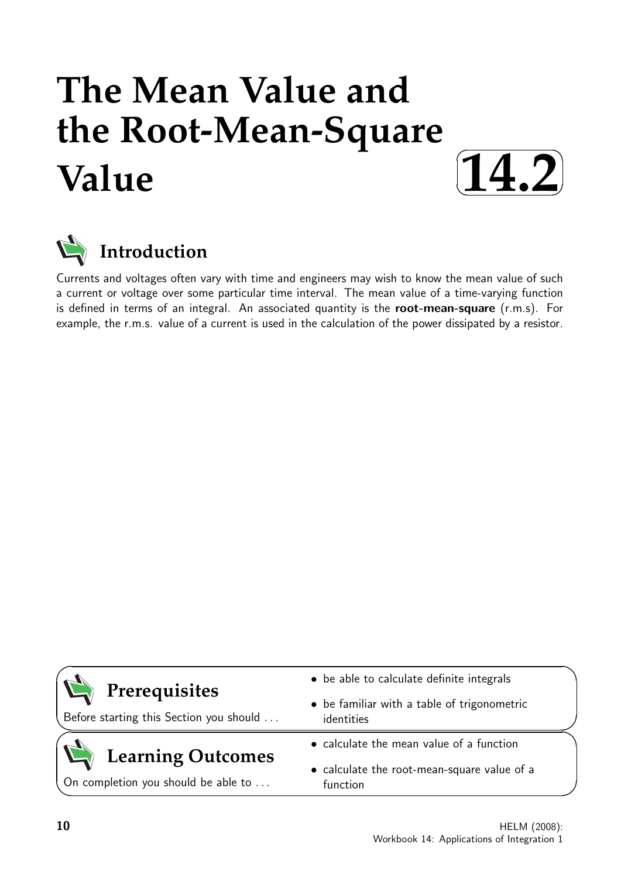# The Mean Value and the Root-Mean-Square Value

**14.2**

## Introduction

Currents and voltages often vary with time and engineers may wish to know the mean value of such a current or voltage over some particular time interval. The mean value of a time-varying function is defined in terms of an integral. An associated quantity is the **root-mean-square** (r.m.s). For example, the r.m.s. value of a current is used in the calculation of the power dissipated by a resistor.

## Prerequisites

Before starting this Section you should ...

- be able to calculate definite integrals
- be familiar with a table of trigonometric identities

## Learning Outcomes

On completion you should be able to ...

- calculate the mean value of a function
- calculate the root-mean-square value of a function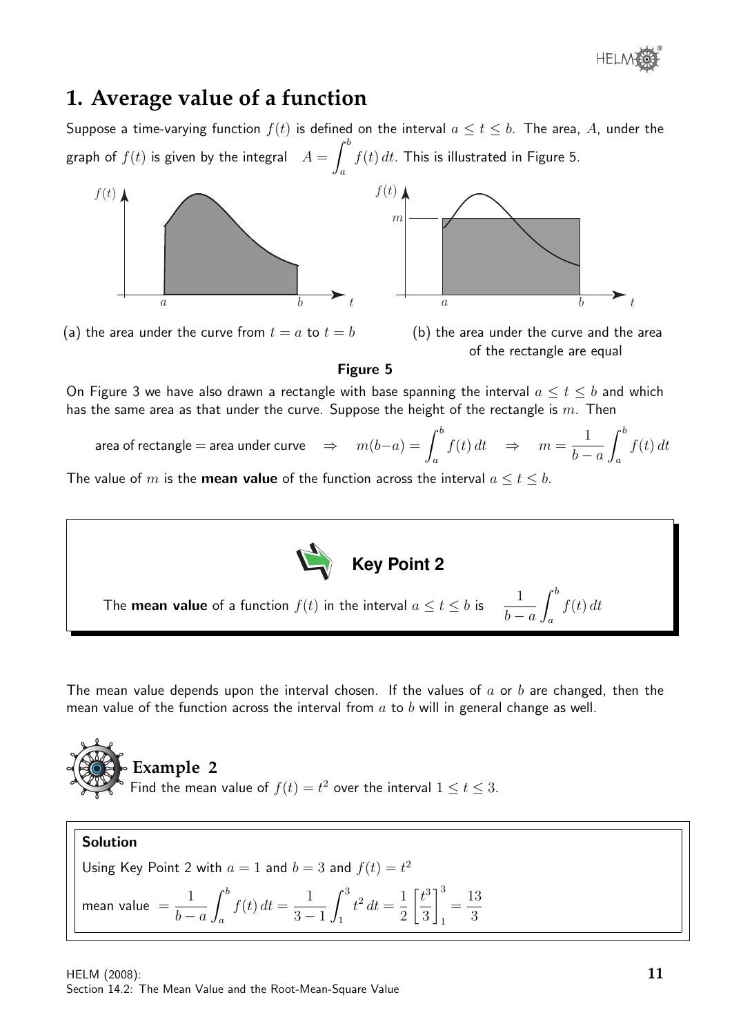## 1. Average value of a function

Suppose a time-varying function $f(t)$ is defined on the interval $a \leq t \leq b$. The area, $A$, under the graph of $f(t)$ is given by the integral $A = \int_a^b f(t)\,dt$. This is illustrated in Figure 5.

(a) the area under the curve from $t = a$ to $t = b$

(b) the area under the curve and the area of the rectangle are equal

**Figure 5**

On Figure 3 we have also drawn a rectangle with base spanning the interval $a \leq t \leq b$ and which has the same area as that under the curve. Suppose the height of the rectangle is $m$. Then

$$\text{area of rectangle} = \text{area under curve} \quad \Rightarrow \quad m(b-a) = \int_a^b f(t)\,dt \quad \Rightarrow \quad m = \frac{1}{b-a}\int_a^b f(t)\,dt$$

The value of $m$ is the **mean value** of the function across the interval $a \leq t \leq b$.

**Key Point 2**

The **mean value** of a function $f(t)$ in the interval $a \leq t \leq b$ is $\quad \dfrac{1}{b-a}\displaystyle\int_a^b f(t)\,dt$

The mean value depends upon the interval chosen. If the values of $a$ or $b$ are changed, then the mean value of the function across the interval from $a$ to $b$ will in general change as well.

### Example 2

Find the mean value of $f(t) = t^2$ over the interval $1 \leq t \leq 3$.

**Solution**

Using Key Point 2 with $a = 1$ and $b = 3$ and $f(t) = t^2$

$$\text{mean value } = \frac{1}{b-a}\int_a^b f(t)\,dt = \frac{1}{3-1}\int_1^3 t^2\,dt = \frac{1}{2}\left[\frac{t^3}{3}\right]_1^3 = \frac{13}{3}$$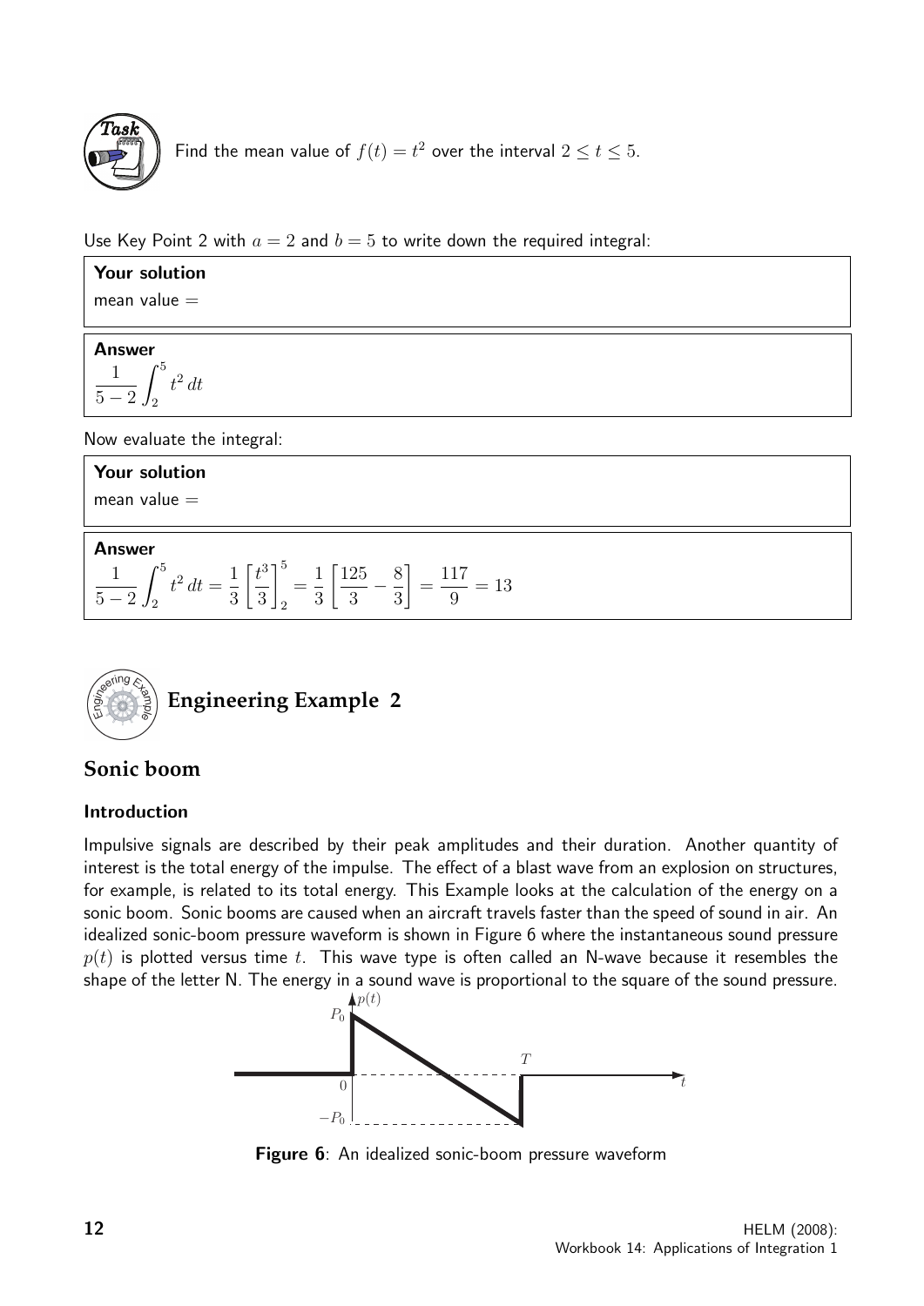**Task**

Find the mean value of $f(t) = t^2$ over the interval $2 \leq t \leq 5$.

Use Key Point 2 with $a = 2$ and $b = 5$ to write down the required integral:

**Your solution**

mean value =

**Answer**

$$\frac{1}{5-2}\int_2^5 t^2\,dt$$

Now evaluate the integral:

**Your solution**

mean value =

**Answer**

$$\frac{1}{5-2}\int_2^5 t^2\,dt = \frac{1}{3}\left[\frac{t^3}{3}\right]_2^5 = \frac{1}{3}\left[\frac{125}{3} - \frac{8}{3}\right] = \frac{117}{9} = 13$$

## Engineering Example 2

## Sonic boom

### Introduction

Impulsive signals are described by their peak amplitudes and their duration. Another quantity of interest is the total energy of the impulse. The effect of a blast wave from an explosion on structures, for example, is related to its total energy. This Example looks at the calculation of the energy on a sonic boom. Sonic booms are caused when an aircraft travels faster than the speed of sound in air. An idealized sonic-boom pressure waveform is shown in Figure 6 where the instantaneous sound pressure $p(t)$ is plotted versus time $t$. This wave type is often called an N-wave because it resembles the shape of the letter N. The energy in a sound wave is proportional to the square of the sound pressure.

**Figure 6**: An idealized sonic-boom pressure waveform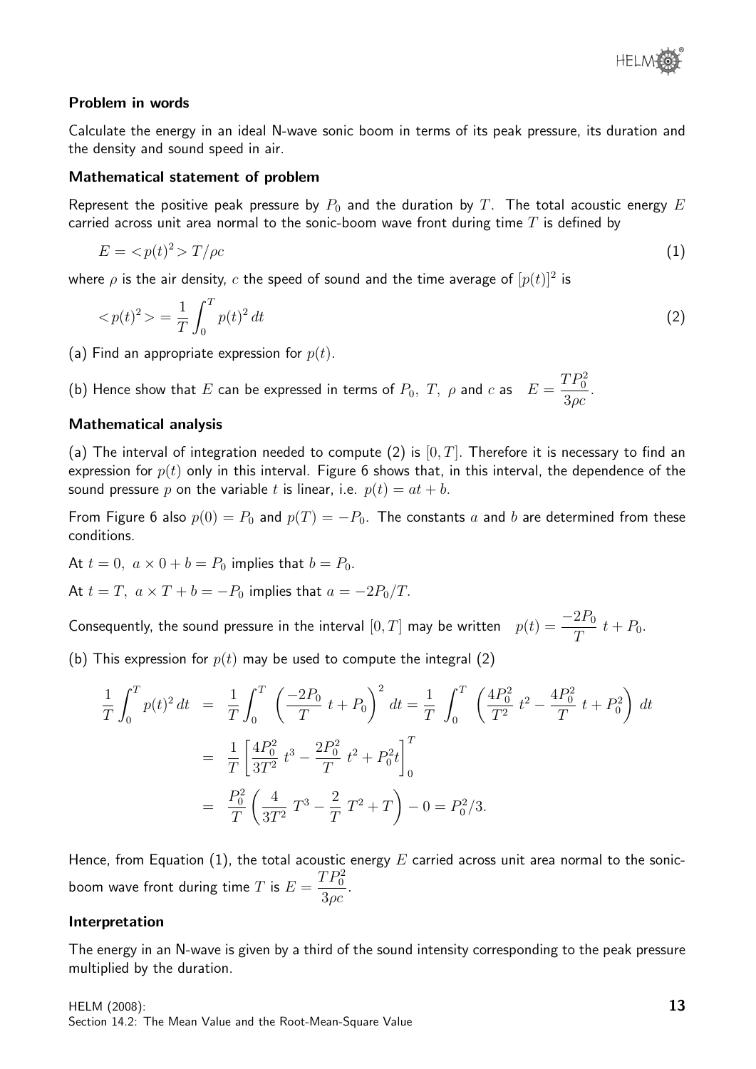#### Problem in words

Calculate the energy in an ideal N-wave sonic boom in terms of its peak pressure, its duration and the density and sound speed in air.

#### Mathematical statement of problem

Represent the positive peak pressure by $P_0$ and the duration by $T$. The total acoustic energy $E$ carried across unit area normal to the sonic-boom wave front during time $T$ is defined by

$$E = \langle p(t)^2 \rangle T/\rho c \tag{1}$$

where $\rho$ is the air density, $c$ the speed of sound and the time average of $[p(t)]^2$ is

$$\langle p(t)^2 \rangle = \frac{1}{T}\int_0^T p(t)^2\, dt \tag{2}$$

(a) Find an appropriate expression for $p(t)$.

(b) Hence show that $E$ can be expressed in terms of $P_0,\ T,\ \rho$ and $c$ as $\quad E = \dfrac{TP_0^2}{3\rho c}$.

#### Mathematical analysis

(a) The interval of integration needed to compute (2) is $[0, T]$. Therefore it is necessary to find an expression for $p(t)$ only in this interval. Figure 6 shows that, in this interval, the dependence of the sound pressure $p$ on the variable $t$ is linear, i.e. $p(t) = at + b$.

From Figure 6 also $p(0) = P_0$ and $p(T) = -P_0$. The constants $a$ and $b$ are determined from these conditions.

At $t = 0,\ a \times 0 + b = P_0$ implies that $b = P_0$.

At $t = T,\ a \times T + b = -P_0$ implies that $a = -2P_0/T$.

Consequently, the sound pressure in the interval $[0, T]$ may be written $\quad p(t) = \dfrac{-2P_0}{T}\ t + P_0$.

(b) This expression for $p(t)$ may be used to compute the integral (2)

$$\begin{aligned}
\frac{1}{T}\int_0^T p(t)^2\, dt &= \frac{1}{T}\int_0^T \left(\frac{-2P_0}{T}\ t + P_0\right)^2 dt = \frac{1}{T}\int_0^T \left(\frac{4P_0^2}{T^2}\ t^2 - \frac{4P_0^2}{T}\ t + P_0^2\right) dt \\
&= \frac{1}{T}\left[\frac{4P_0^2}{3T^2}\ t^3 - \frac{2P_0^2}{T}\ t^2 + P_0^2 t\right]_0^T \\
&= \frac{P_0^2}{T}\left(\frac{4}{3T^2}\ T^3 - \frac{2}{T}\ T^2 + T\right) - 0 = P_0^2/3.
\end{aligned}$$

Hence, from Equation (1), the total acoustic energy $E$ carried across unit area normal to the sonic-boom wave front during time $T$ is $E = \dfrac{TP_0^2}{3\rho c}$.

#### Interpretation

The energy in an N-wave is given by a third of the sound intensity corresponding to the peak pressure multiplied by the duration.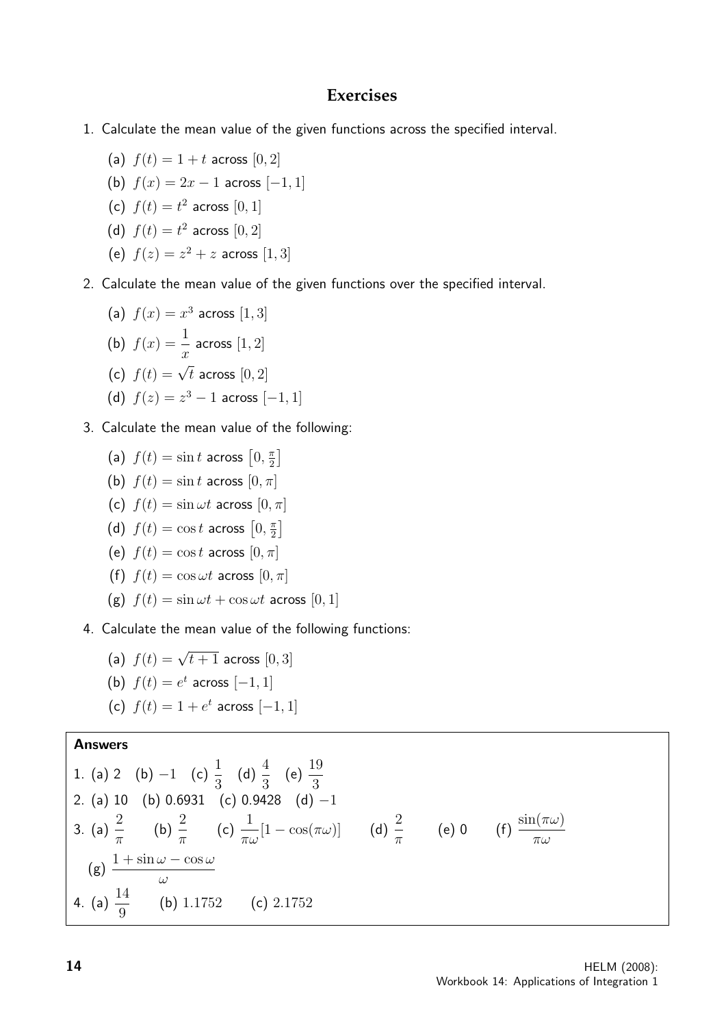## Exercises

1. Calculate the mean value of the given functions across the specified interval.

   (a) $f(t) = 1 + t$ across $[0, 2]$

   (b) $f(x) = 2x - 1$ across $[-1, 1]$

   (c) $f(t) = t^2$ across $[0, 1]$

   (d) $f(t) = t^2$ across $[0, 2]$

   (e) $f(z) = z^2 + z$ across $[1, 3]$

2. Calculate the mean value of the given functions over the specified interval.

   (a) $f(x) = x^3$ across $[1, 3]$

   (b) $f(x) = \dfrac{1}{x}$ across $[1, 2]$

   (c) $f(t) = \sqrt{t}$ across $[0, 2]$

   (d) $f(z) = z^3 - 1$ across $[-1, 1]$

3. Calculate the mean value of the following:

   (a) $f(t) = \sin t$ across $\left[0, \frac{\pi}{2}\right]$

   (b) $f(t) = \sin t$ across $[0, \pi]$

   (c) $f(t) = \sin \omega t$ across $[0, \pi]$

   (d) $f(t) = \cos t$ across $\left[0, \frac{\pi}{2}\right]$

   (e) $f(t) = \cos t$ across $[0, \pi]$

   (f) $f(t) = \cos \omega t$ across $[0, \pi]$

   (g) $f(t) = \sin \omega t + \cos \omega t$ across $[0, 1]$

4. Calculate the mean value of the following functions:

   (a) $f(t) = \sqrt{t + 1}$ across $[0, 3]$

   (b) $f(t) = e^t$ across $[-1, 1]$

   (c) $f(t) = 1 + e^t$ across $[-1, 1]$

**Answers**

1. (a) 2 (b) $-1$ (c) $\dfrac{1}{3}$ (d) $\dfrac{4}{3}$ (e) $\dfrac{19}{3}$

2. (a) 10 (b) 0.6931 (c) 0.9428 (d) $-1$

3. (a) $\dfrac{2}{\pi}$ (b) $\dfrac{2}{\pi}$ (c) $\dfrac{1}{\pi\omega}[1 - \cos(\pi\omega)]$ (d) $\dfrac{2}{\pi}$ (e) 0 (f) $\dfrac{\sin(\pi\omega)}{\pi\omega}$

   (g) $\dfrac{1 + \sin\omega - \cos\omega}{\omega}$

4. (a) $\dfrac{14}{9}$ (b) $1.1752$ (c) $2.1752$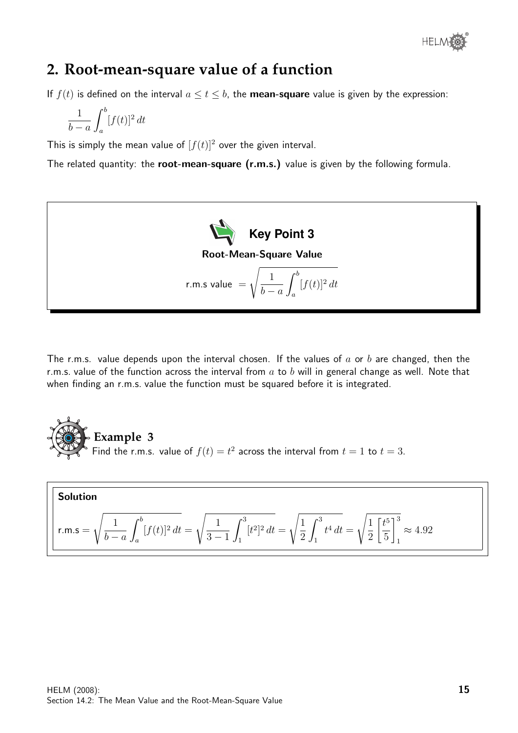## 2. Root-mean-square value of a function

If $f(t)$ is defined on the interval $a \leq t \leq b$, the **mean-square** value is given by the expression:

$$\frac{1}{b-a}\int_a^b [f(t)]^2\,dt$$

This is simply the mean value of $[f(t)]^2$ over the given interval.

The related quantity: the **root-mean-square (r.m.s.)** value is given by the following formula.

**Key Point 3**

**Root-Mean-Square Value**

$$\text{r.m.s value } = \sqrt{\frac{1}{b-a}\int_a^b [f(t)]^2\,dt}$$

The r.m.s. value depends upon the interval chosen. If the values of $a$ or $b$ are changed, then the r.m.s. value of the function across the interval from $a$ to $b$ will in general change as well. Note that when finding an r.m.s. value the function must be squared before it is integrated.

**Example 3**

Find the r.m.s. value of $f(t) = t^2$ across the interval from $t = 1$ to $t = 3$.

**Solution**

$$\text{r.m.s} = \sqrt{\frac{1}{b-a}\int_a^b [f(t)]^2\,dt} = \sqrt{\frac{1}{3-1}\int_1^3 [t^2]^2\,dt} = \sqrt{\frac{1}{2}\int_1^3 t^4\,dt} = \sqrt{\frac{1}{2}\left[\frac{t^5}{5}\right]_1^3} \approx 4.92$$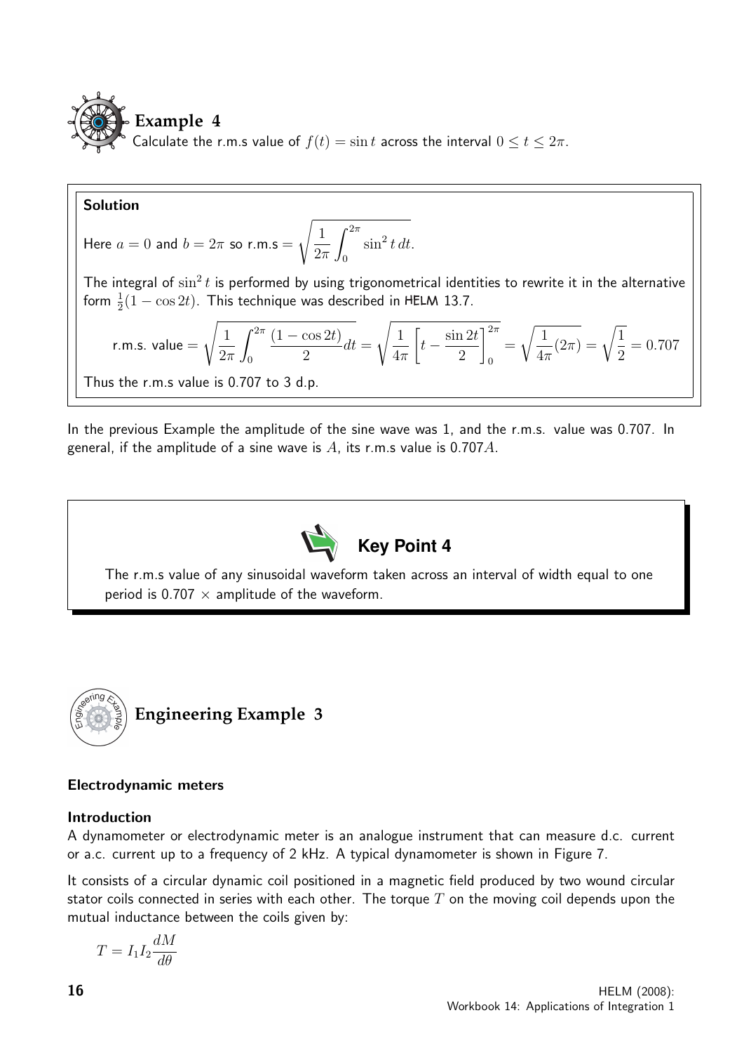## Example 4

Calculate the r.m.s value of $f(t) = \sin t$ across the interval $0 \leq t \leq 2\pi$.

**Solution**

Here $a = 0$ and $b = 2\pi$ so r.m.s $= \sqrt{\dfrac{1}{2\pi}\displaystyle\int_0^{2\pi} \sin^2 t\, dt}$.

The integral of $\sin^2 t$ is performed by using trigonometrical identities to rewrite it in the alternative form $\frac{1}{2}(1 - \cos 2t)$. This technique was described in HELM 13.7.

$$\text{r.m.s. value} = \sqrt{\frac{1}{2\pi}\int_0^{2\pi} \frac{(1-\cos 2t)}{2} dt} = \sqrt{\frac{1}{4\pi}\left[t - \frac{\sin 2t}{2}\right]_0^{2\pi}} = \sqrt{\frac{1}{4\pi}(2\pi)} = \sqrt{\frac{1}{2}} = 0.707$$

Thus the r.m.s value is 0.707 to 3 d.p.

In the previous Example the amplitude of the sine wave was 1, and the r.m.s. value was 0.707. In general, if the amplitude of a sine wave is $A$, its r.m.s value is $0.707A$.

### Key Point 4

The r.m.s value of any sinusoidal waveform taken across an interval of width equal to one period is $0.707 \times$ amplitude of the waveform.

## Engineering Example 3

### Electrodynamic meters

#### Introduction

A dynamometer or electrodynamic meter is an analogue instrument that can measure d.c. current or a.c. current up to a frequency of 2 kHz. A typical dynamometer is shown in Figure 7.

It consists of a circular dynamic coil positioned in a magnetic field produced by two wound circular stator coils connected in series with each other. The torque $T$ on the moving coil depends upon the mutual inductance between the coils given by:

$$T = I_1 I_2 \frac{dM}{d\theta}$$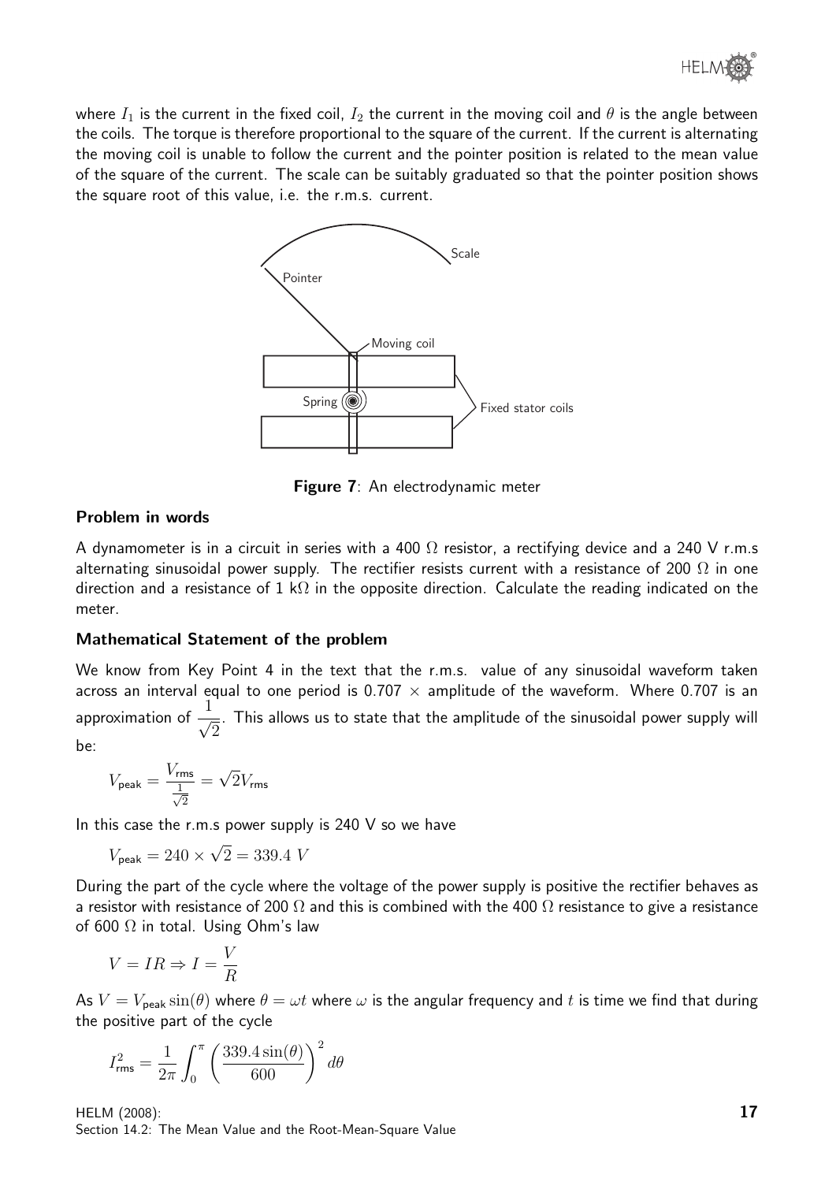where $I_1$ is the current in the fixed coil, $I_2$ the current in the moving coil and $\theta$ is the angle between the coils. The torque is therefore proportional to the square of the current. If the current is alternating the moving coil is unable to follow the current and the pointer position is related to the mean value of the square of the current. The scale can be suitably graduated so that the pointer position shows the square root of this value, i.e. the r.m.s. current.

**Figure 7**: An electrodynamic meter

### Problem in words

A dynamometer is in a circuit in series with a 400 $\Omega$ resistor, a rectifying device and a 240 V r.m.s alternating sinusoidal power supply. The rectifier resists current with a resistance of 200 $\Omega$ in one direction and a resistance of 1 k$\Omega$ in the opposite direction. Calculate the reading indicated on the meter.

### Mathematical Statement of the problem

We know from Key Point 4 in the text that the r.m.s. value of any sinusoidal waveform taken across an interval equal to one period is 0.707 $\times$ amplitude of the waveform. Where 0.707 is an approximation of $\dfrac{1}{\sqrt{2}}$. This allows us to state that the amplitude of the sinusoidal power supply will be:

$$V_{\text{peak}} = \frac{V_{\text{rms}}}{\frac{1}{\sqrt{2}}} = \sqrt{2}V_{\text{rms}}$$

In this case the r.m.s power supply is 240 V so we have

$$V_{\text{peak}} = 240 \times \sqrt{2} = 339.4 \ V$$

During the part of the cycle where the voltage of the power supply is positive the rectifier behaves as a resistor with resistance of 200 $\Omega$ and this is combined with the 400 $\Omega$ resistance to give a resistance of 600 $\Omega$ in total. Using Ohm's law

$$V = IR \Rightarrow I = \frac{V}{R}$$

As $V = V_{\text{peak}}\sin(\theta)$ where $\theta = \omega t$ where $\omega$ is the angular frequency and $t$ is time we find that during the positive part of the cycle

$$I_{\text{rms}}^2 = \frac{1}{2\pi}\int_0^{\pi}\left(\frac{339.4\sin(\theta)}{600}\right)^2 d\theta$$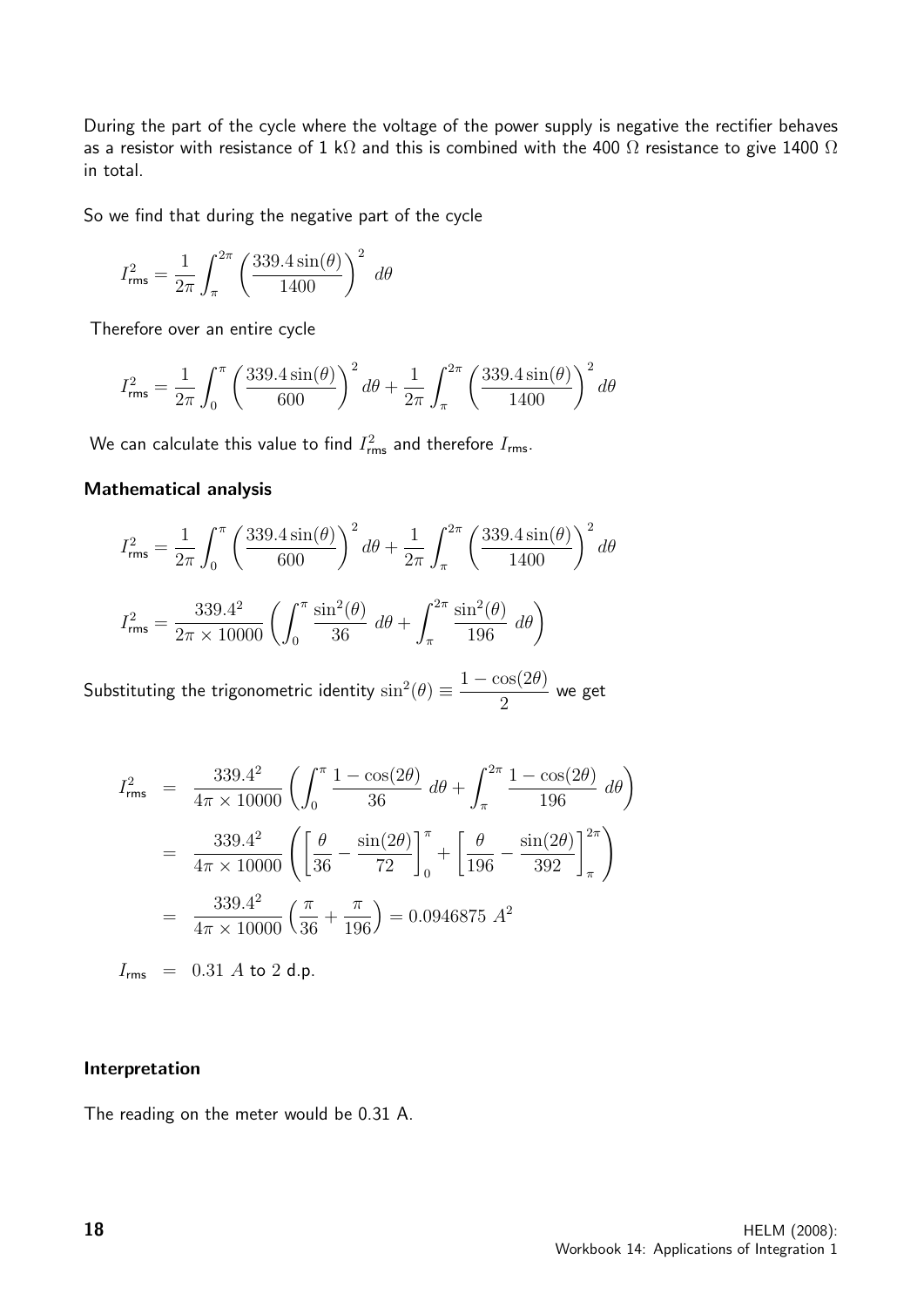During the part of the cycle where the voltage of the power supply is negative the rectifier behaves as a resistor with resistance of 1 k$\Omega$ and this is combined with the 400 $\Omega$ resistance to give 1400 $\Omega$ in total.

So we find that during the negative part of the cycle

$$I_{\text{rms}}^2 = \frac{1}{2\pi}\int_{\pi}^{2\pi}\left(\frac{339.4\sin(\theta)}{1400}\right)^2\,d\theta$$

Therefore over an entire cycle

$$I_{\text{rms}}^2 = \frac{1}{2\pi}\int_{0}^{\pi}\left(\frac{339.4\sin(\theta)}{600}\right)^2 d\theta + \frac{1}{2\pi}\int_{\pi}^{2\pi}\left(\frac{339.4\sin(\theta)}{1400}\right)^2 d\theta$$

We can calculate this value to find $I_{\text{rms}}^2$ and therefore $I_{\text{rms}}$.

**Mathematical analysis**

$$I_{\text{rms}}^2 = \frac{1}{2\pi}\int_{0}^{\pi}\left(\frac{339.4\sin(\theta)}{600}\right)^2 d\theta + \frac{1}{2\pi}\int_{\pi}^{2\pi}\left(\frac{339.4\sin(\theta)}{1400}\right)^2 d\theta$$

$$I_{\text{rms}}^2 = \frac{339.4^2}{2\pi\times 10000}\left(\int_{0}^{\pi}\frac{\sin^2(\theta)}{36}\,d\theta + \int_{\pi}^{2\pi}\frac{\sin^2(\theta)}{196}\,d\theta\right)$$

Substituting the trigonometric identity $\sin^2(\theta) \equiv \dfrac{1-\cos(2\theta)}{2}$ we get

$$\begin{aligned}
I_{\text{rms}}^2 &= \frac{339.4^2}{4\pi\times 10000}\left(\int_{0}^{\pi}\frac{1-\cos(2\theta)}{36}\,d\theta + \int_{\pi}^{2\pi}\frac{1-\cos(2\theta)}{196}\,d\theta\right) \\
&= \frac{339.4^2}{4\pi\times 10000}\left(\left[\frac{\theta}{36}-\frac{\sin(2\theta)}{72}\right]_0^{\pi} + \left[\frac{\theta}{196}-\frac{\sin(2\theta)}{392}\right]_{\pi}^{2\pi}\right) \\
&= \frac{339.4^2}{4\pi\times 10000}\left(\frac{\pi}{36}+\frac{\pi}{196}\right) = 0.0946875\ A^2
\end{aligned}$$

$$I_{\text{rms}} = 0.31\ A \text{ to 2 d.p.}$$

**Interpretation**

The reading on the meter would be 0.31 A.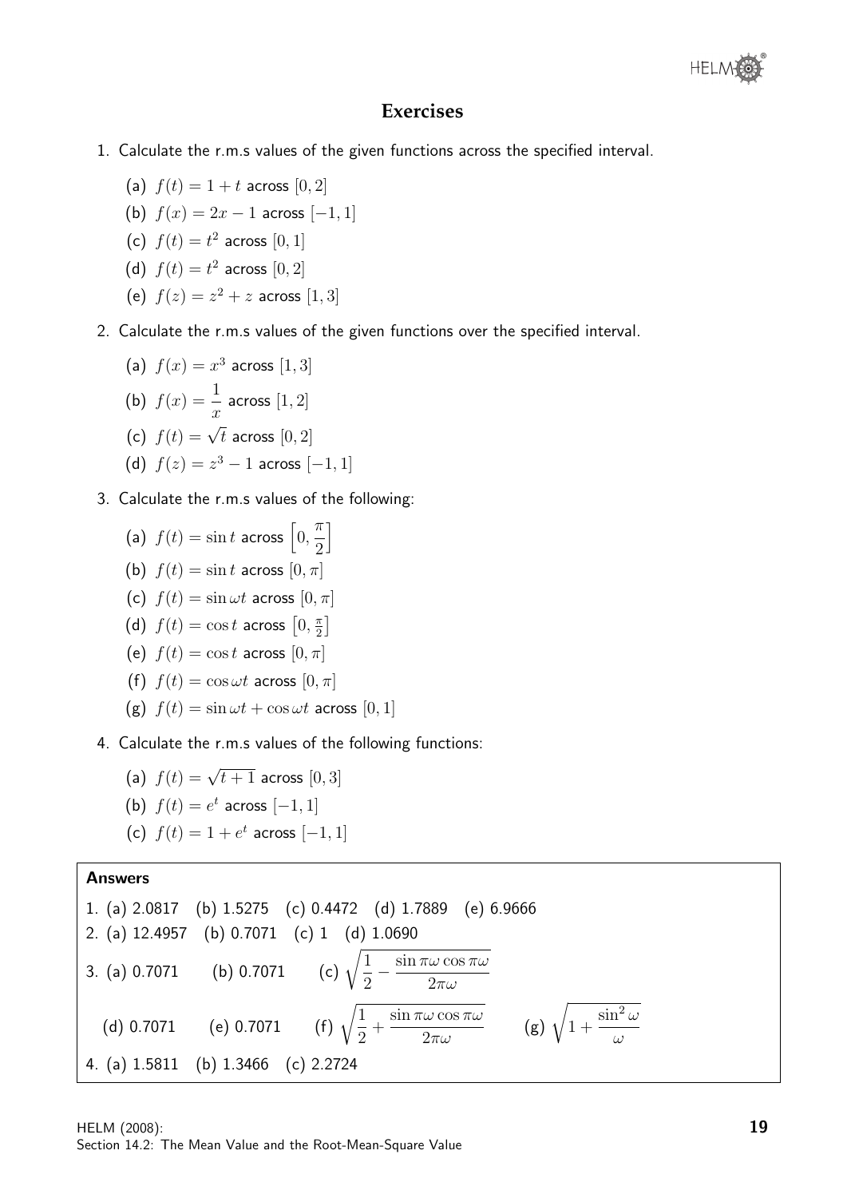## Exercises

1. Calculate the r.m.s values of the given functions across the specified interval.

   (a) $f(t) = 1 + t$ across $[0, 2]$

   (b) $f(x) = 2x - 1$ across $[-1, 1]$

   (c) $f(t) = t^2$ across $[0, 1]$

   (d) $f(t) = t^2$ across $[0, 2]$

   (e) $f(z) = z^2 + z$ across $[1, 3]$

2. Calculate the r.m.s values of the given functions over the specified interval.

   (a) $f(x) = x^3$ across $[1, 3]$

   (b) $f(x) = \dfrac{1}{x}$ across $[1, 2]$

   (c) $f(t) = \sqrt{t}$ across $[0, 2]$

   (d) $f(z) = z^3 - 1$ across $[-1, 1]$

3. Calculate the r.m.s values of the following:

   (a) $f(t) = \sin t$ across $\left[0, \dfrac{\pi}{2}\right]$

   (b) $f(t) = \sin t$ across $[0, \pi]$

   (c) $f(t) = \sin \omega t$ across $[0, \pi]$

   (d) $f(t) = \cos t$ across $\left[0, \frac{\pi}{2}\right]$

   (e) $f(t) = \cos t$ across $[0, \pi]$

   (f) $f(t) = \cos \omega t$ across $[0, \pi]$

   (g) $f(t) = \sin \omega t + \cos \omega t$ across $[0, 1]$

4. Calculate the r.m.s values of the following functions:

   (a) $f(t) = \sqrt{t + 1}$ across $[0, 3]$

   (b) $f(t) = e^t$ across $[-1, 1]$

   (c) $f(t) = 1 + e^t$ across $[-1, 1]$

**Answers**

1. (a) 2.0817 (b) 1.5275 (c) 0.4472 (d) 1.7889 (e) 6.9666

2. (a) 12.4957 (b) 0.7071 (c) 1 (d) 1.0690

3. (a) 0.7071 (b) 0.7071 (c) $\sqrt{\dfrac{1}{2} - \dfrac{\sin \pi\omega \cos \pi\omega}{2\pi\omega}}$

   (d) 0.7071 (e) 0.7071 (f) $\sqrt{\dfrac{1}{2} + \dfrac{\sin \pi\omega \cos \pi\omega}{2\pi\omega}}$ (g) $\sqrt{1 + \dfrac{\sin^2 \omega}{\omega}}$

4. (a) 1.5811 (b) 1.3466 (c) 2.2724